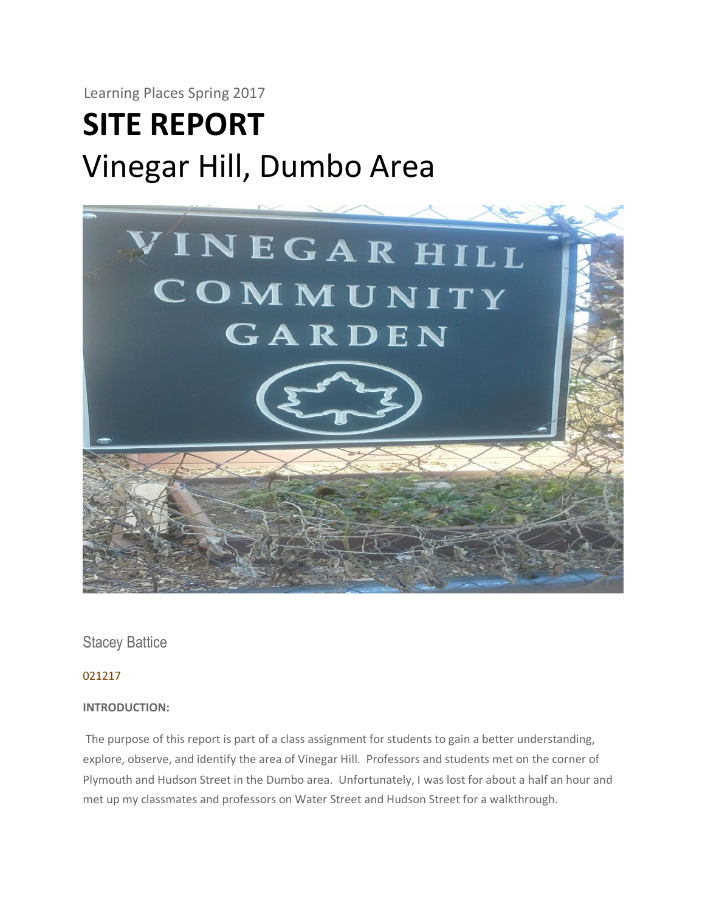Learning Places Spring 2017

# SITE REPORT

# Vinegar Hill, Dumbo Area

Stacey Battice

021217

**INTRODUCTION:**

The purpose of this report is part of a class assignment for students to gain a better understanding, explore, observe, and identify the area of Vinegar Hill. Professors and students met on the corner of Plymouth and Hudson Street in the Dumbo area. Unfortunately, I was lost for about a half an hour and met up my classmates and professors on Water Street and Hudson Street for a walkthrough.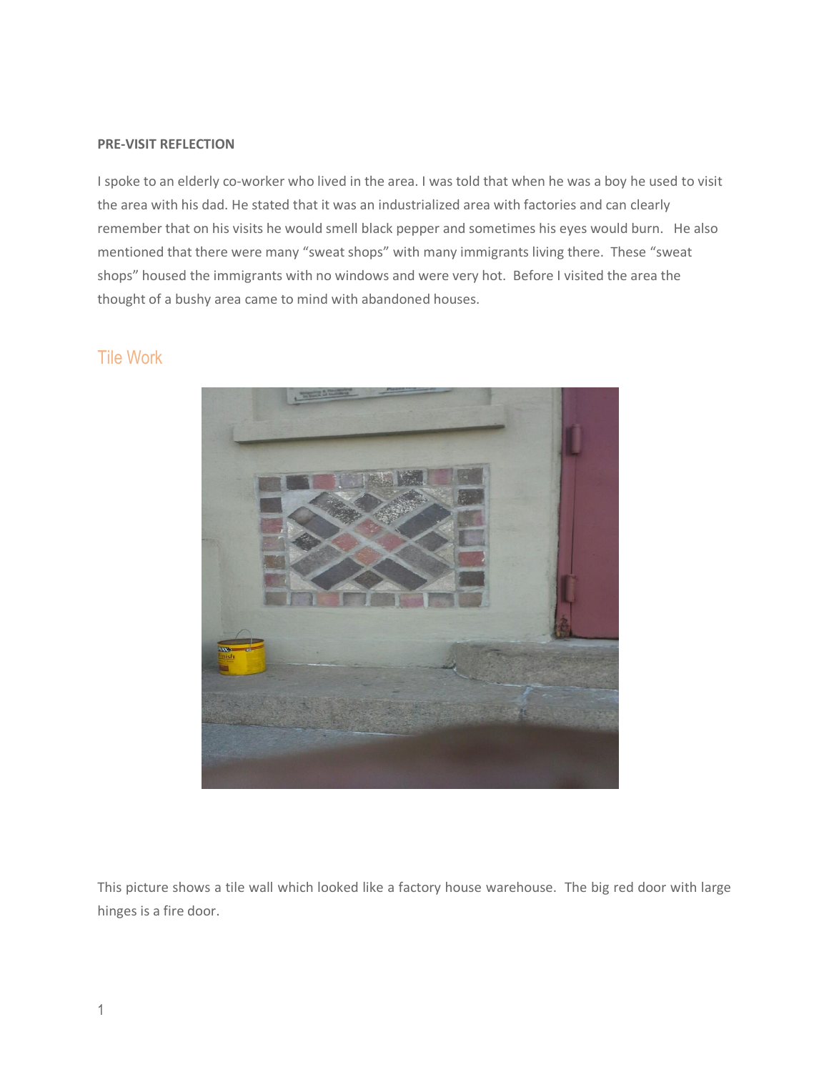**PRE-VISIT REFLECTION**

I spoke to an elderly co-worker who lived in the area. I was told that when he was a boy he used to visit the area with his dad. He stated that it was an industrialized area with factories and can clearly remember that on his visits he would smell black pepper and sometimes his eyes would burn. He also mentioned that there were many "sweat shops" with many immigrants living there. These "sweat shops" housed the immigrants with no windows and were very hot. Before I visited the area the thought of a bushy area came to mind with abandoned houses.

## Tile Work

This picture shows a tile wall which looked like a factory house warehouse. The big red door with large hinges is a fire door.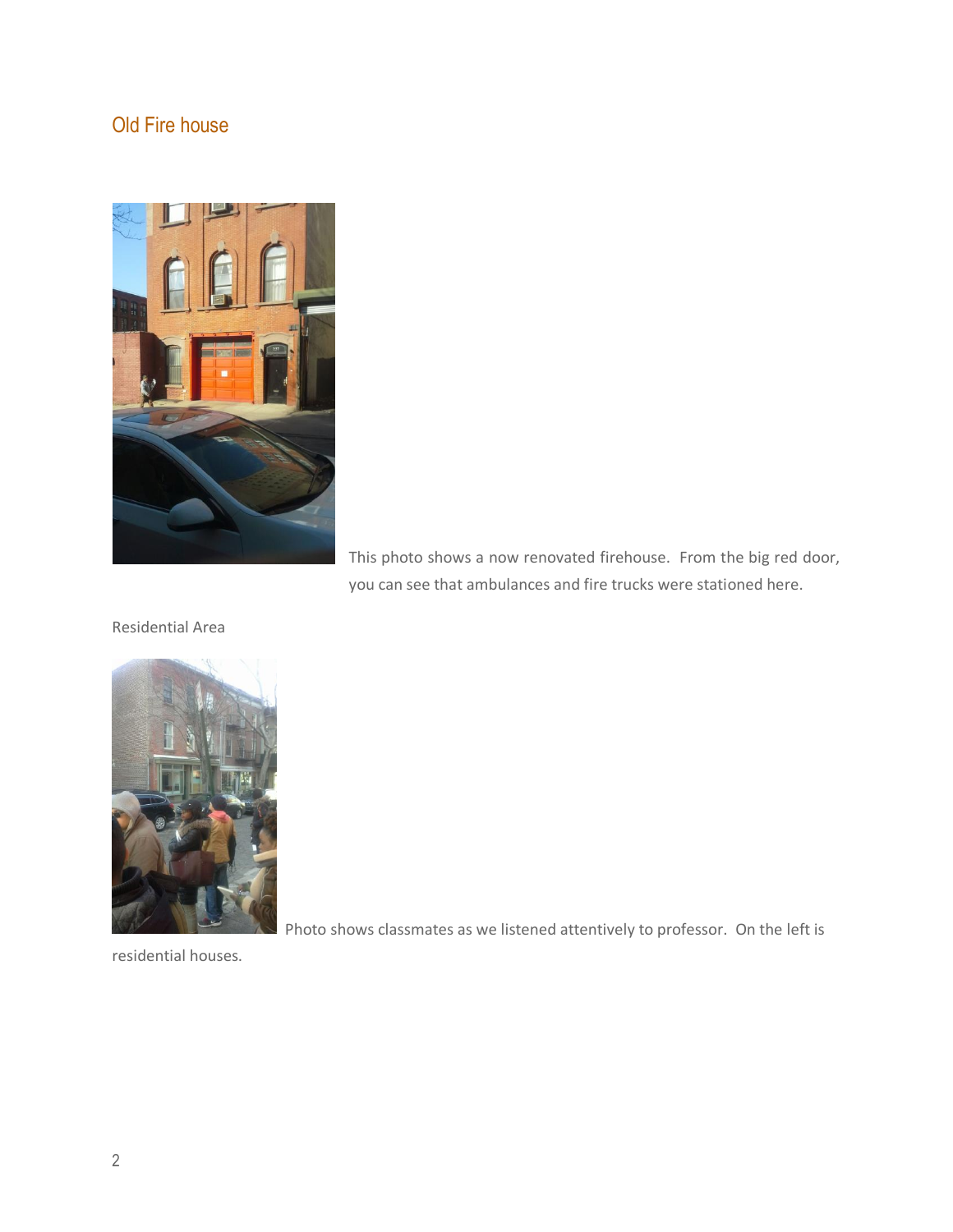## Old Fire house

This photo shows a now renovated firehouse. From the big red door, you can see that ambulances and fire trucks were stationed here.

Residential Area

Photo shows classmates as we listened attentively to professor. On the left is residential houses.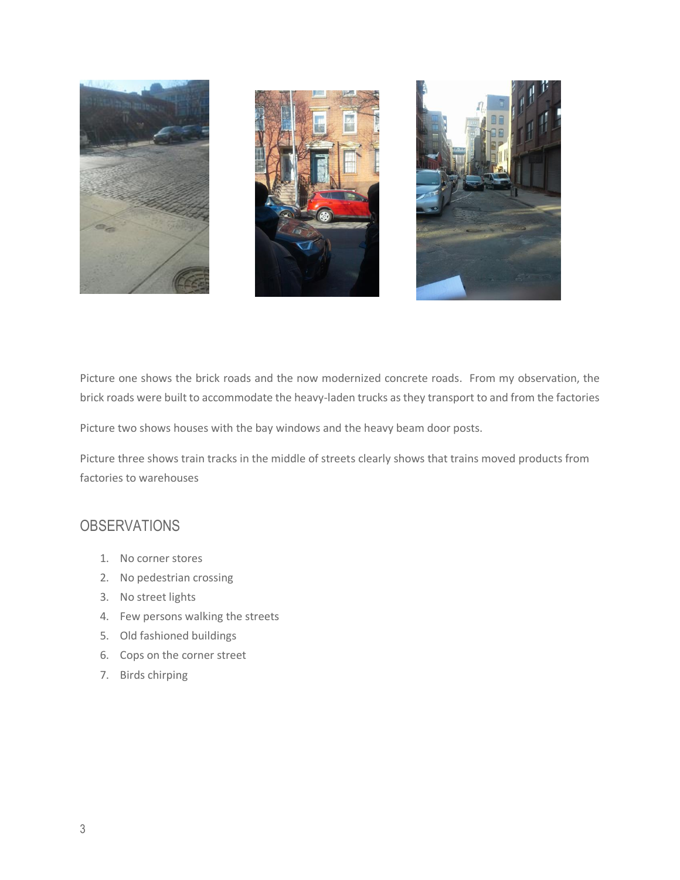Picture one shows the brick roads and the now modernized concrete roads. From my observation, the brick roads were built to accommodate the heavy-laden trucks as they transport to and from the factories

Picture two shows houses with the bay windows and the heavy beam door posts.

Picture three shows train tracks in the middle of streets clearly shows that trains moved products from factories to warehouses

## OBSERVATIONS

1. No corner stores
2. No pedestrian crossing
3. No street lights
4. Few persons walking the streets
5. Old fashioned buildings
6. Cops on the corner street
7. Birds chirping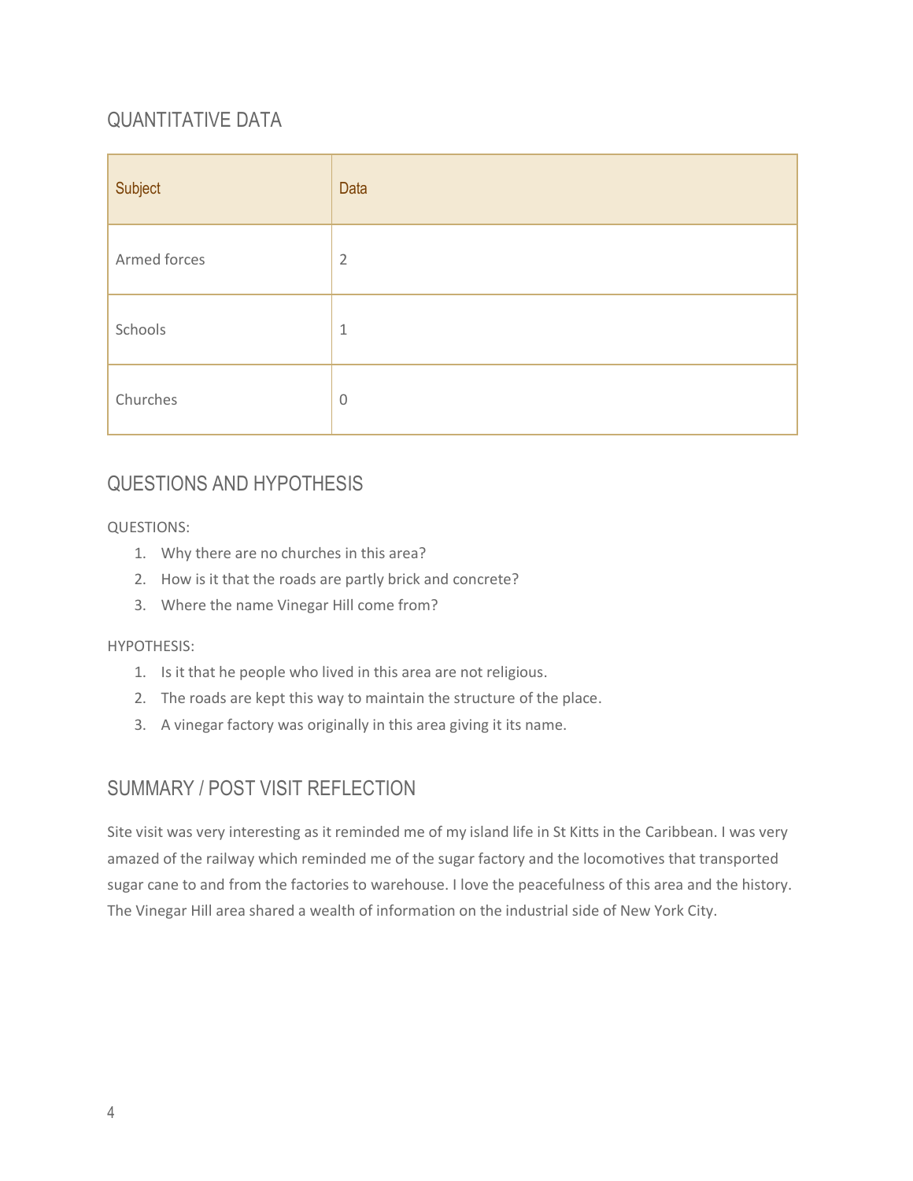## QUANTITATIVE DATA

| Subject | Data |
|---|---|
| Armed forces | 2 |
| Schools | 1 |
| Churches | 0 |

## QUESTIONS AND HYPOTHESIS

QUESTIONS:

1. Why there are no churches in this area?
2. How is it that the roads are partly brick and concrete?
3. Where the name Vinegar Hill come from?

HYPOTHESIS:

1. Is it that he people who lived in this area are not religious.
2. The roads are kept this way to maintain the structure of the place.
3. A vinegar factory was originally in this area giving it its name.

## SUMMARY / POST VISIT REFLECTION

Site visit was very interesting as it reminded me of my island life in St Kitts in the Caribbean. I was very amazed of the railway which reminded me of the sugar factory and the locomotives that transported sugar cane to and from the factories to warehouse. I love the peacefulness of this area and the history. The Vinegar Hill area shared a wealth of information on the industrial side of New York City.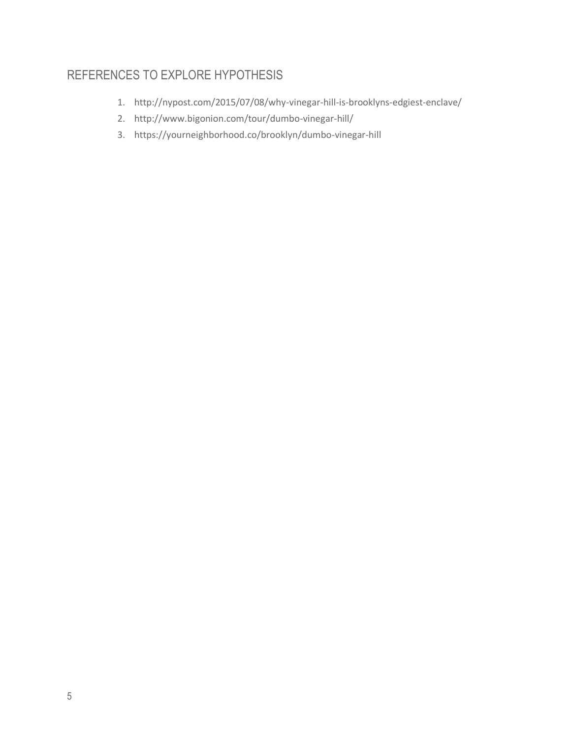## REFERENCES TO EXPLORE HYPOTHESIS

1. http://nypost.com/2015/07/08/why-vinegar-hill-is-brooklyns-edgiest-enclave/
2. http://www.bigonion.com/tour/dumbo-vinegar-hill/
3. https://yourneighborhood.co/brooklyn/dumbo-vinegar-hill